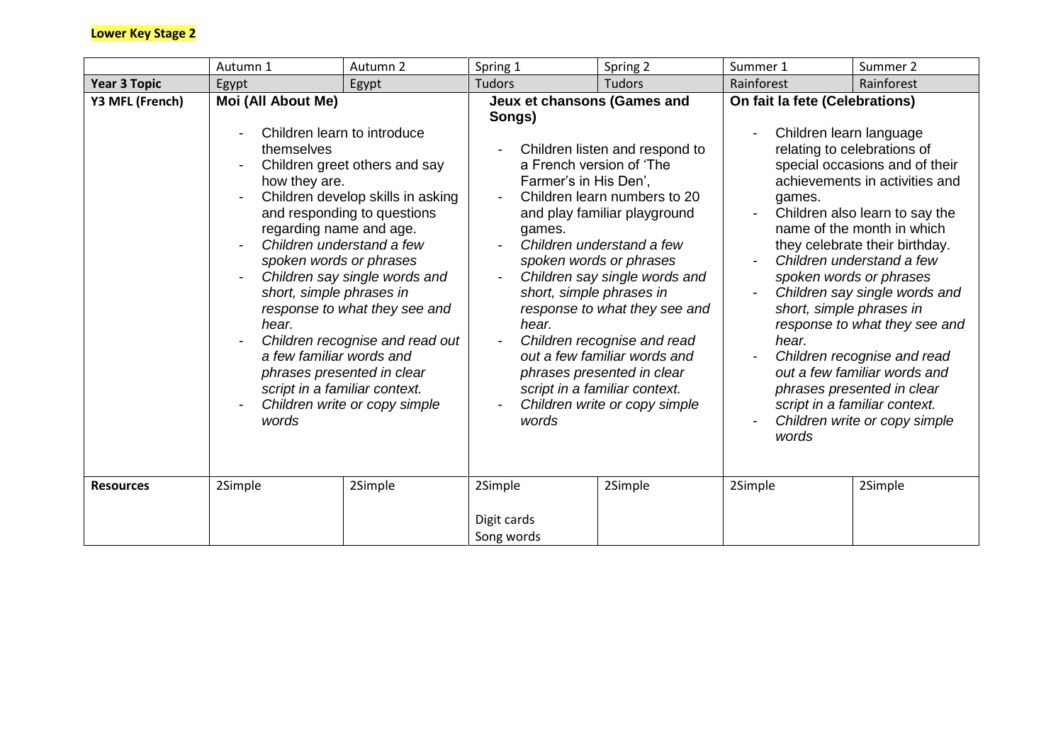**Lower Key Stage 2**

| | Autumn 1 | Autumn 2 | Spring 1 | Spring 2 | Summer 1 | Summer 2 |
|---|---|---|---|---|---|---|
| **Year 3 Topic** | Egypt | Egypt | Tudors | Tudors | Rainforest | Rainforest |
| **Y3 MFL (French)** | **Moi (All About Me)**<br><br>- Children learn to introduce themselves<br>- Children greet others and say how they are.<br>- Children develop skills in asking and responding to questions regarding name and age.<br>- *Children understand a few spoken words or phrases*<br>- *Children say single words and short, simple phrases in response to what they see and hear.*<br>- *Children recognise and read out a few familiar words and phrases presented in clear script in a familiar context.*<br>- *Children write or copy simple words* | | **Jeux et chansons (Games and Songs)**<br><br>- Children listen and respond to a French version of 'The Farmer's in His Den',<br>- Children learn numbers to 20 and play familiar playground games.<br>- *Children understand a few spoken words or phrases*<br>- *Children say single words and short, simple phrases in response to what they see and hear.*<br>- *Children recognise and read out a few familiar words and phrases presented in clear script in a familiar context.*<br>- *Children write or copy simple words* | | **On fait la fete (Celebrations)**<br><br>- Children learn language relating to celebrations of special occasions and of their achievements in activities and games.<br>- Children also learn to say the name of the month in which they celebrate their birthday.<br>- *Children understand a few spoken words or phrases*<br>- *Children say single words and short, simple phrases in response to what they see and hear.*<br>- *Children recognise and read out a few familiar words and phrases presented in clear script in a familiar context.*<br>- *Children write or copy simple words* | |
| **Resources** | 2Simple | 2Simple | 2Simple<br><br>Digit cards<br>Song words | 2Simple | 2Simple | 2Simple |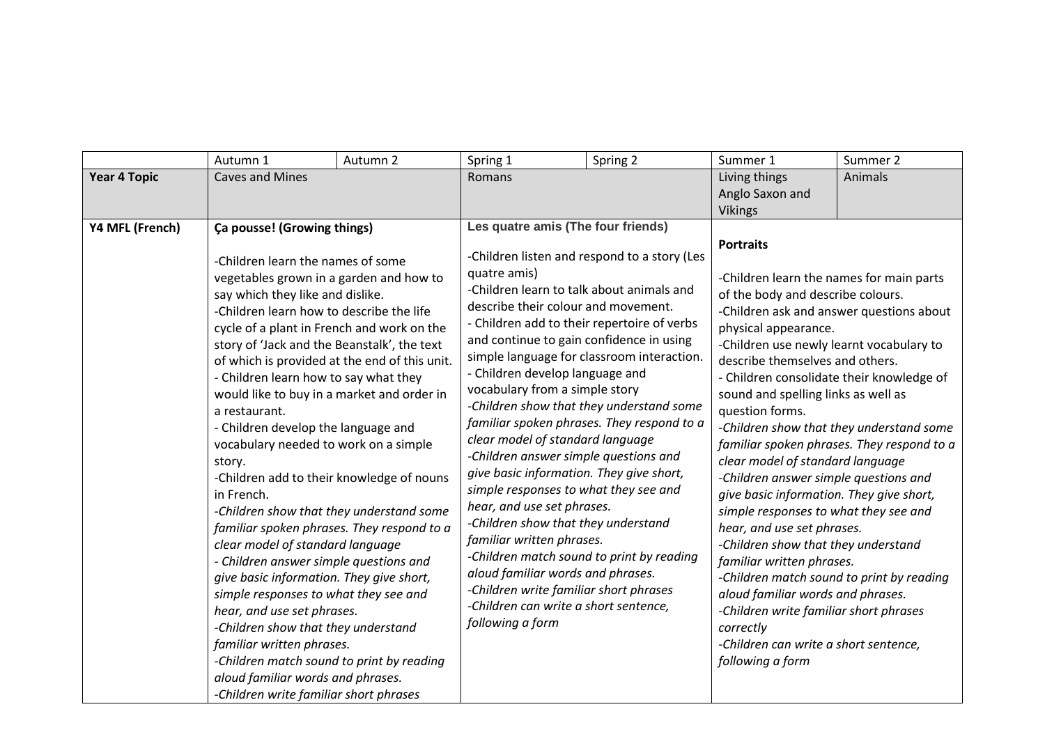|  | Autumn 1 | Autumn 2 | Spring 1 | Spring 2 | Summer 1 | Summer 2 |
|---|---|---|---|---|---|---|
| **Year 4 Topic** | Caves and Mines | | Romans | | Living things<br>Anglo Saxon and Vikings | Animals |
| **Y4 MFL (French)** | **Ça pousse! (Growing things)**<br><br>-Children learn the names of some vegetables grown in a garden and how to say which they like and dislike.<br>-Children learn how to describe the life cycle of a plant in French and work on the story of 'Jack and the Beanstalk', the text of which is provided at the end of this unit.<br>- Children learn how to say what they would like to buy in a market and order in a restaurant.<br>- Children develop the language and vocabulary needed to work on a simple story.<br>-Children add to their knowledge of nouns in French.<br>*-Children show that they understand some familiar spoken phrases. They respond to a clear model of standard language*<br>*- Children answer simple questions and give basic information. They give short, simple responses to what they see and hear, and use set phrases.*<br>*-Children show that they understand familiar written phrases.*<br>*-Children match sound to print by reading aloud familiar words and phrases.*<br>*-Children write familiar short phrases* | | **Les quatre amis (The four friends)**<br><br>-Children listen and respond to a story (Les quatre amis)<br>-Children learn to talk about animals and describe their colour and movement.<br>- Children add to their repertoire of verbs and continue to gain confidence in using simple language for classroom interaction.<br>- Children develop language and vocabulary from a simple story<br>*-Children show that they understand some familiar spoken phrases. They respond to a clear model of standard language*<br>*-Children answer simple questions and give basic information. They give short, simple responses to what they see and hear, and use set phrases.*<br>*-Children show that they understand familiar written phrases.*<br>*-Children match sound to print by reading aloud familiar words and phrases.*<br>*-Children write familiar short phrases*<br>*-Children can write a short sentence, following a form* | | **Portraits**<br><br>-Children learn the names for main parts of the body and describe colours.<br>-Children ask and answer questions about physical appearance.<br>-Children use newly learnt vocabulary to describe themselves and others.<br>- Children consolidate their knowledge of sound and spelling links as well as question forms.<br>*-Children show that they understand some familiar spoken phrases. They respond to a clear model of standard language*<br>*-Children answer simple questions and give basic information. They give short, simple responses to what they see and hear, and use set phrases.*<br>*-Children show that they understand familiar written phrases.*<br>*-Children match sound to print by reading aloud familiar words and phrases.*<br>*-Children write familiar short phrases correctly*<br>*-Children can write a short sentence, following a form* | |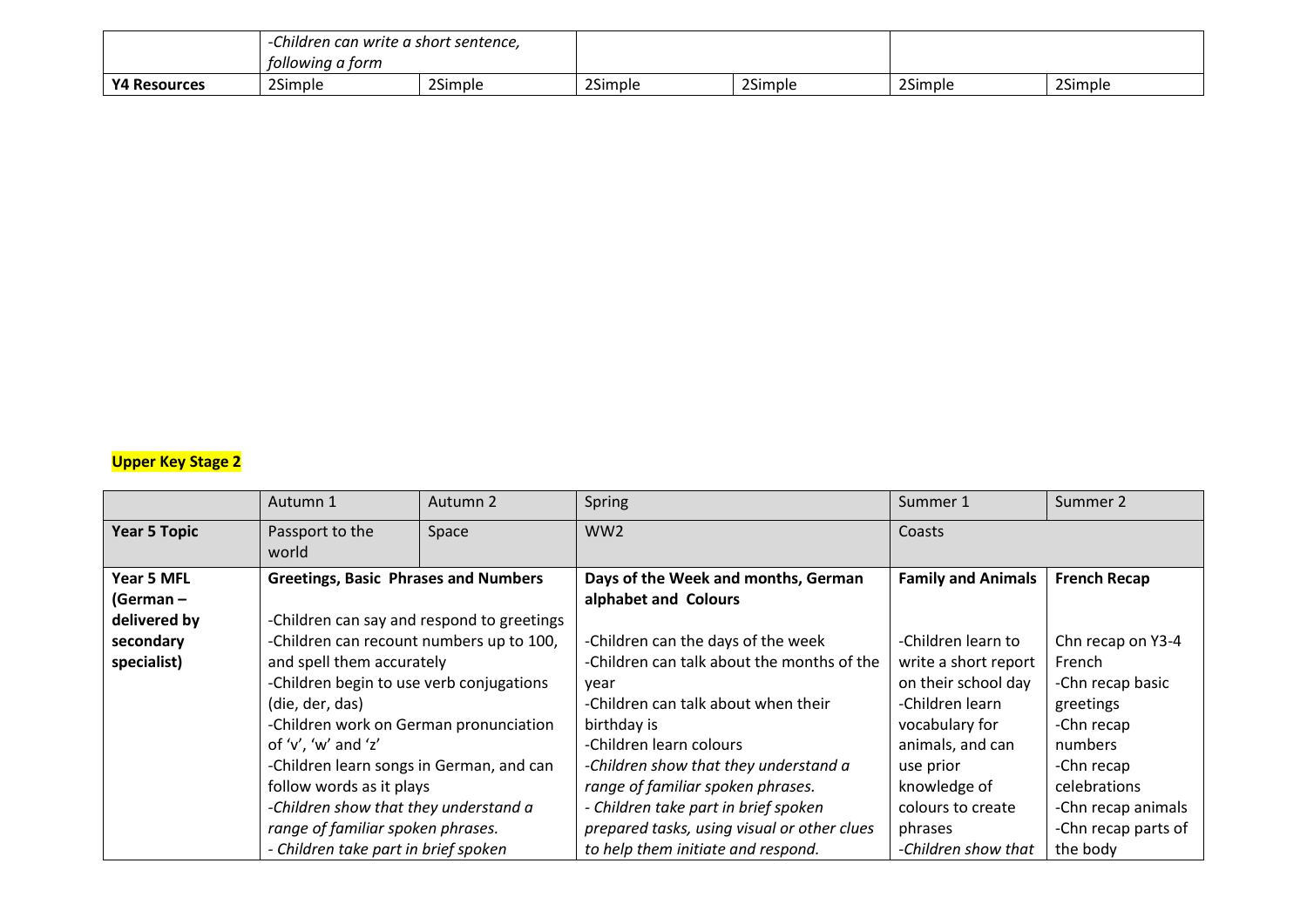| | -Children can write a short sentence, following a form | | | | | |
|---|---|---|---|---|---|---|
| **Y4 Resources** | 2Simple | 2Simple | 2Simple | 2Simple | 2Simple | 2Simple |

**Upper Key Stage 2**

| | Autumn 1 | Autumn 2 | Spring | | Summer 1 | Summer 2 |
|---|---|---|---|---|---|---|
| **Year 5 Topic** | Passport to the world | Space | WW2 | | Coasts | |
| **Year 5 MFL (German – delivered by secondary specialist)** | **Greetings, Basic Phrases and Numbers**<br><br>-Children can say and respond to greetings<br>-Children can recount numbers up to 100, and spell them accurately<br>-Children begin to use verb conjugations (die, der, das)<br>-Children work on German pronunciation of 'v', 'w' and 'z'<br>-Children learn songs in German, and can follow words as it plays<br>*-Children show that they understand a range of familiar spoken phrases.*<br>*- Children take part in brief spoken* | | **Days of the Week and months, German alphabet and Colours**<br><br>-Children can the days of the week<br>-Children can talk about the months of the year<br>-Children can talk about when their birthday is<br>-Children learn colours<br>*-Children show that they understand a range of familiar spoken phrases.*<br>*- Children take part in brief spoken prepared tasks, using visual or other clues to help them initiate and respond.* | | **Family and Animals**<br><br>-Children learn to write a short report on their school day<br>-Children learn vocabulary for animals, and can use prior knowledge of colours to create phrases<br>*-Children show that* | **French Recap**<br><br>Chn recap on Y3-4 French<br>-Chn recap basic greetings<br>-Chn recap numbers<br>-Chn recap celebrations<br>-Chn recap animals<br>-Chn recap parts of the body |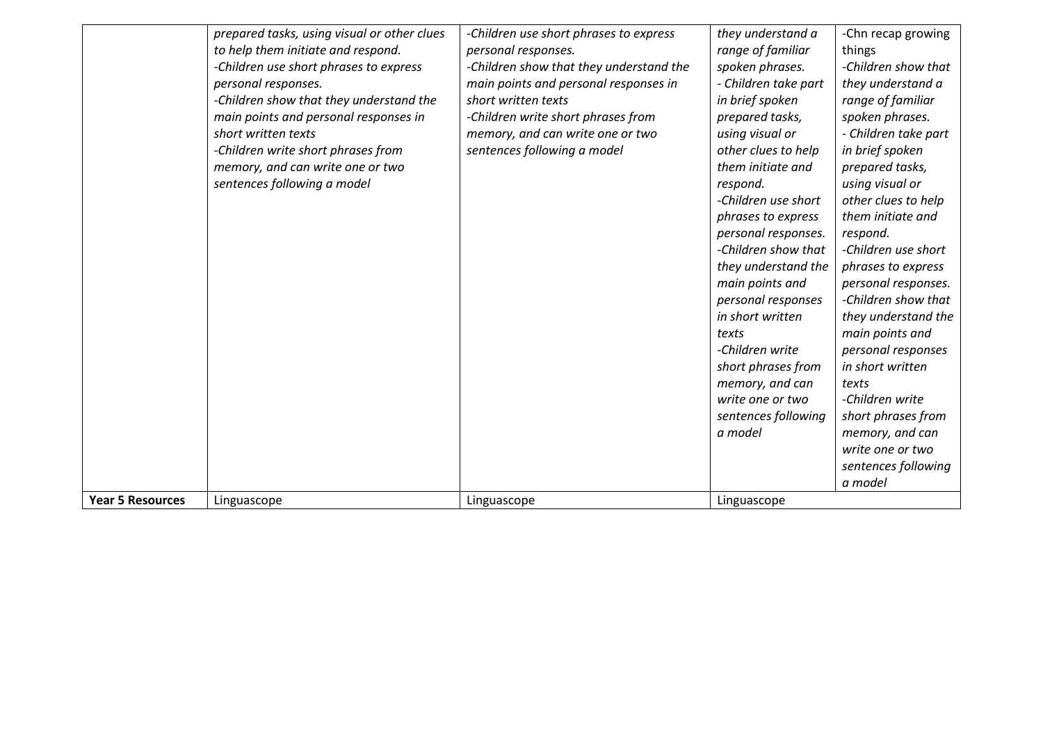|  |  |  |  |  |
|---|---|---|---|---|
|  | *prepared tasks, using visual or other clues to help them initiate and respond.*<br>*-Children use short phrases to express personal responses.*<br>*-Children show that they understand the main points and personal responses in short written texts*<br>*-Children write short phrases from memory, and can write one or two sentences following a model* | *-Children use short phrases to express personal responses.*<br>*-Children show that they understand the main points and personal responses in short written texts*<br>*-Children write short phrases from memory, and can write one or two sentences following a model* | *they understand a range of familiar spoken phrases.*<br>*- Children take part in brief spoken prepared tasks, using visual or other clues to help them initiate and respond.*<br>*-Children use short phrases to express personal responses.*<br>*-Children show that they understand the main points and personal responses in short written texts*<br>*-Children write short phrases from memory, and can write one or two sentences following a model* | -Chn recap growing things<br>*-Children show that they understand a range of familiar spoken phrases.*<br>*- Children take part in brief spoken prepared tasks, using visual or other clues to help them initiate and respond.*<br>*-Children use short phrases to express personal responses.*<br>*-Children show that they understand the main points and personal responses in short written texts*<br>*-Children write short phrases from memory, and can write one or two sentences following a model* |
| **Year 5 Resources** | Linguascope | Linguascope | Linguascope |  |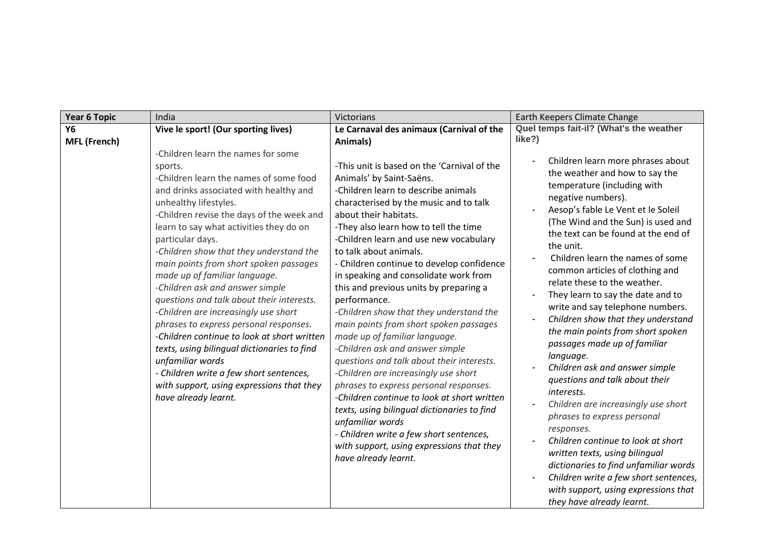| Year 6 Topic | India | Victorians | Earth Keepers Climate Change |
|---|---|---|---|
| **Y6**<br>**MFL (French)** | **Vive le sport! (Our sporting lives)**<br><br>-Children learn the names for some sports.<br>-Children learn the names of some food and drinks associated with healthy and unhealthy lifestyles.<br>-Children revise the days of the week and learn to say what activities they do on particular days.<br>*-Children show that they understand the main points from short spoken passages made up of familiar language.*<br>*-Children ask and answer simple questions and talk about their interests.*<br>*-Children are increasingly use short phrases to express personal responses.*<br>*-Children continue to look at short written texts, using bilingual dictionaries to find unfamiliar words*<br>*- Children write a few short sentences, with support, using expressions that they have already learnt.* | **Le Carnaval des animaux (Carnival of the Animals)**<br><br>-This unit is based on the 'Carnival of the Animals' by Saint-Saëns.<br>-Children learn to describe animals characterised by the music and to talk about their habitats.<br>-They also learn how to tell the time<br>-Children learn and use new vocabulary to talk about animals.<br>- Children continue to develop confidence in speaking and consolidate work from this and previous units by preparing a performance.<br>*-Children show that they understand the main points from short spoken passages made up of familiar language.*<br>*-Children ask and answer simple questions and talk about their interests.*<br>*-Children are increasingly use short phrases to express personal responses.*<br>*-Children continue to look at short written texts, using bilingual dictionaries to find unfamiliar words*<br>*- Children write a few short sentences, with support, using expressions that they have already learnt.* | **Quel temps fait-il? (What's the weather like?)**<br><br>- Children learn more phrases about the weather and how to say the temperature (including with negative numbers).<br>- Aesop's fable Le Vent et le Soleil (The Wind and the Sun) is used and the text can be found at the end of the unit.<br>- Children learn the names of some common articles of clothing and relate these to the weather.<br>- They learn to say the date and to write and say telephone numbers.<br>- *Children show that they understand the main points from short spoken passages made up of familiar language.*<br>- *Children ask and answer simple questions and talk about their interests.*<br>- *Children are increasingly use short phrases to express personal responses.*<br>- *Children continue to look at short written texts, using bilingual dictionaries to find unfamiliar words*<br>- *Children write a few short sentences, with support, using expressions that they have already learnt.* |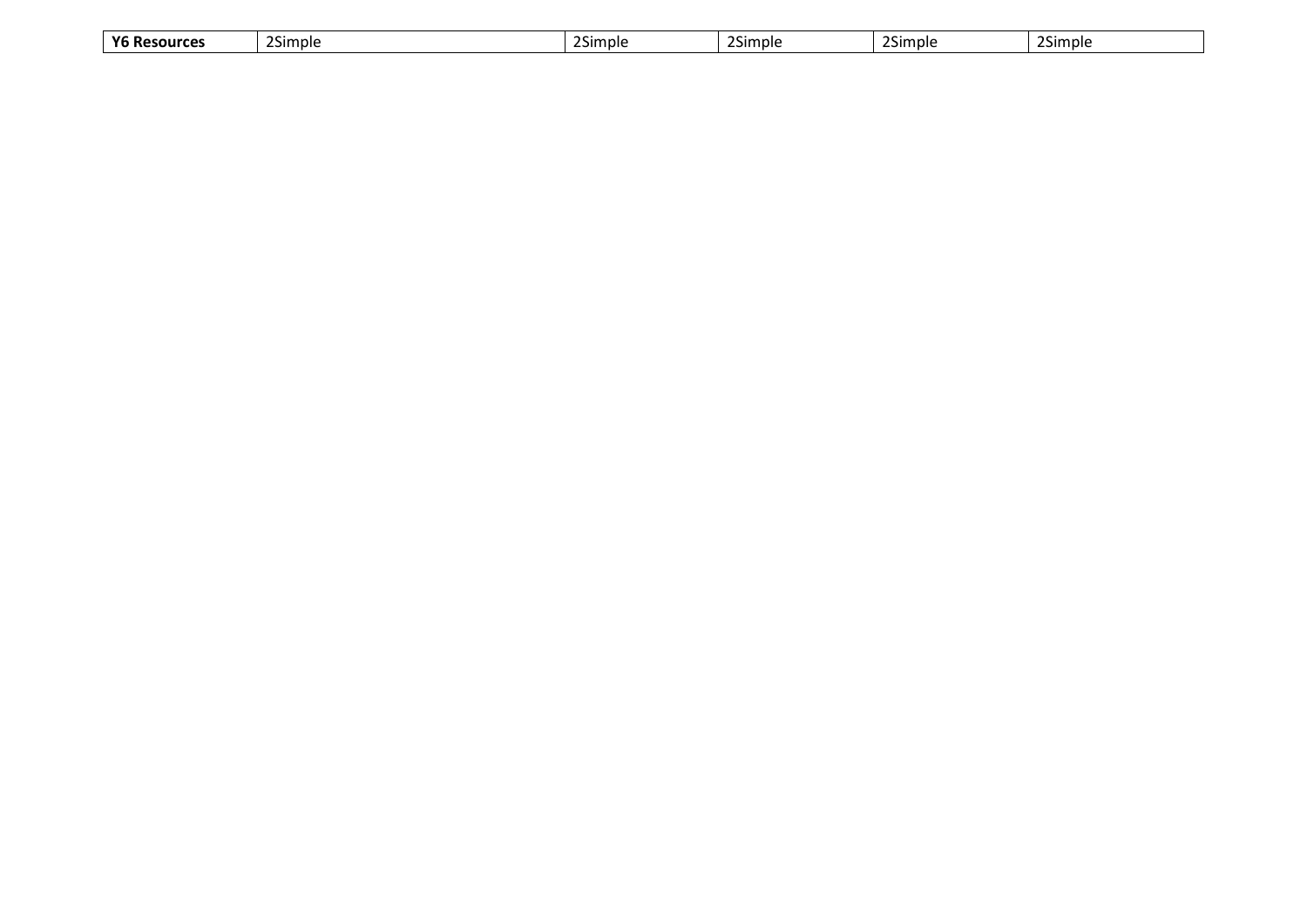| | | | | | |
|---|---|---|---|---|---|
| **Y6 Resources** | 2Simple | 2Simple | 2Simple | 2Simple | 2Simple |